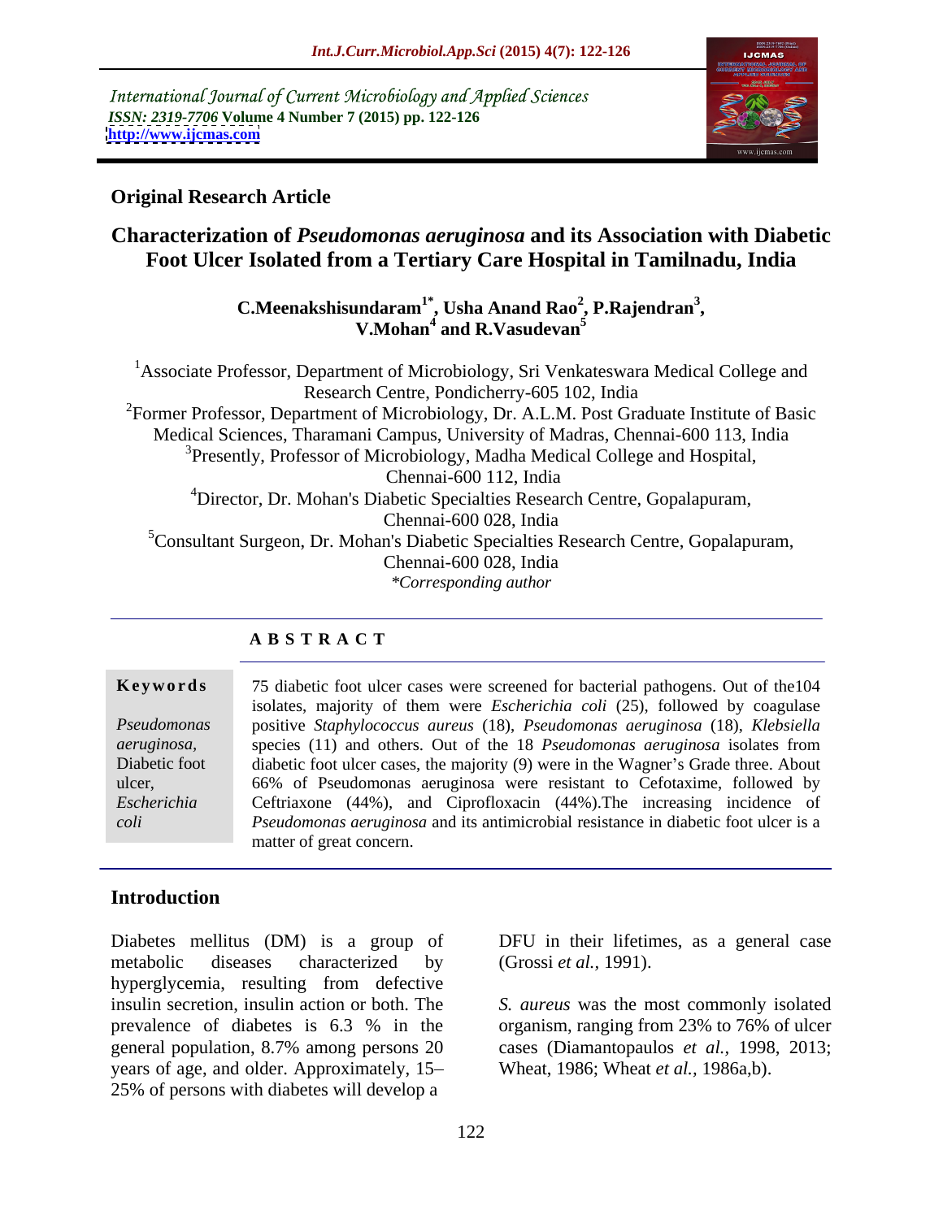International Journal of Current Microbiology and Applied Sciences
*ISSN: 2319-7706* **Volume 4 Number 7 (2015) pp. 122-126**
**http://www.ijcmas.com**

## Original Research Article

# Characterization of *Pseudomonas aeruginosa* and its Association with Diabetic Foot Ulcer Isolated from a Tertiary Care Hospital in Tamilnadu, India

**C.Meenakshisundaram[1*], Usha Anand Rao[2], P.Rajendran[3], V.Mohan[4] and R.Vasudevan[5]**

[1]Associate Professor, Department of Microbiology, Sri Venkateswara Medical College and Research Centre, Pondicherry-605 102, India
[2]Former Professor, Department of Microbiology, Dr. A.L.M. Post Graduate Institute of Basic Medical Sciences, Tharamani Campus, University of Madras, Chennai-600 113, India
[3]Presently, Professor of Microbiology, Madha Medical College and Hospital, Chennai-600 112, India
[4]Director, Dr. Mohan's Diabetic Specialties Research Centre, Gopalapuram, Chennai-600 028, India
[5]Consultant Surgeon, Dr. Mohan's Diabetic Specialties Research Centre, Gopalapuram, Chennai-600 028, India
*\*Corresponding author*

## ABSTRACT

**Keywords**

*Pseudomonas aeruginosa,* Diabetic foot ulcer, *Escherichia coli*

75 diabetic foot ulcer cases were screened for bacterial pathogens. Out of the104 isolates, majority of them were *Escherichia coli* (25), followed by coagulase positive *Staphylococcus aureus* (18), *Pseudomonas aeruginosa* (18), *Klebsiella* species (11) and others. Out of the 18 *Pseudomonas aeruginosa* isolates from diabetic foot ulcer cases, the majority (9) were in the Wagner's Grade three. About 66% of Pseudomonas aeruginosa were resistant to Cefotaxime, followed by Ceftriaxone (44%), and Ciprofloxacin (44%).The increasing incidence of *Pseudomonas aeruginosa* and its antimicrobial resistance in diabetic foot ulcer is a matter of great concern.

## Introduction

Diabetes mellitus (DM) is a group of metabolic diseases characterized by hyperglycemia, resulting from defective insulin secretion, insulin action or both. The prevalence of diabetes is 6.3 % in the general population, 8.7% among persons 20 years of age, and older. Approximately, 15–25% of persons with diabetes will develop a DFU in their lifetimes, as a general case (Grossi *et al.,* 1991).

*S. aureus* was the most commonly isolated organism, ranging from 23% to 76% of ulcer cases (Diamantopaulos *et al.,* 1998, 2013; Wheat, 1986; Wheat *et al.,* 1986a,b).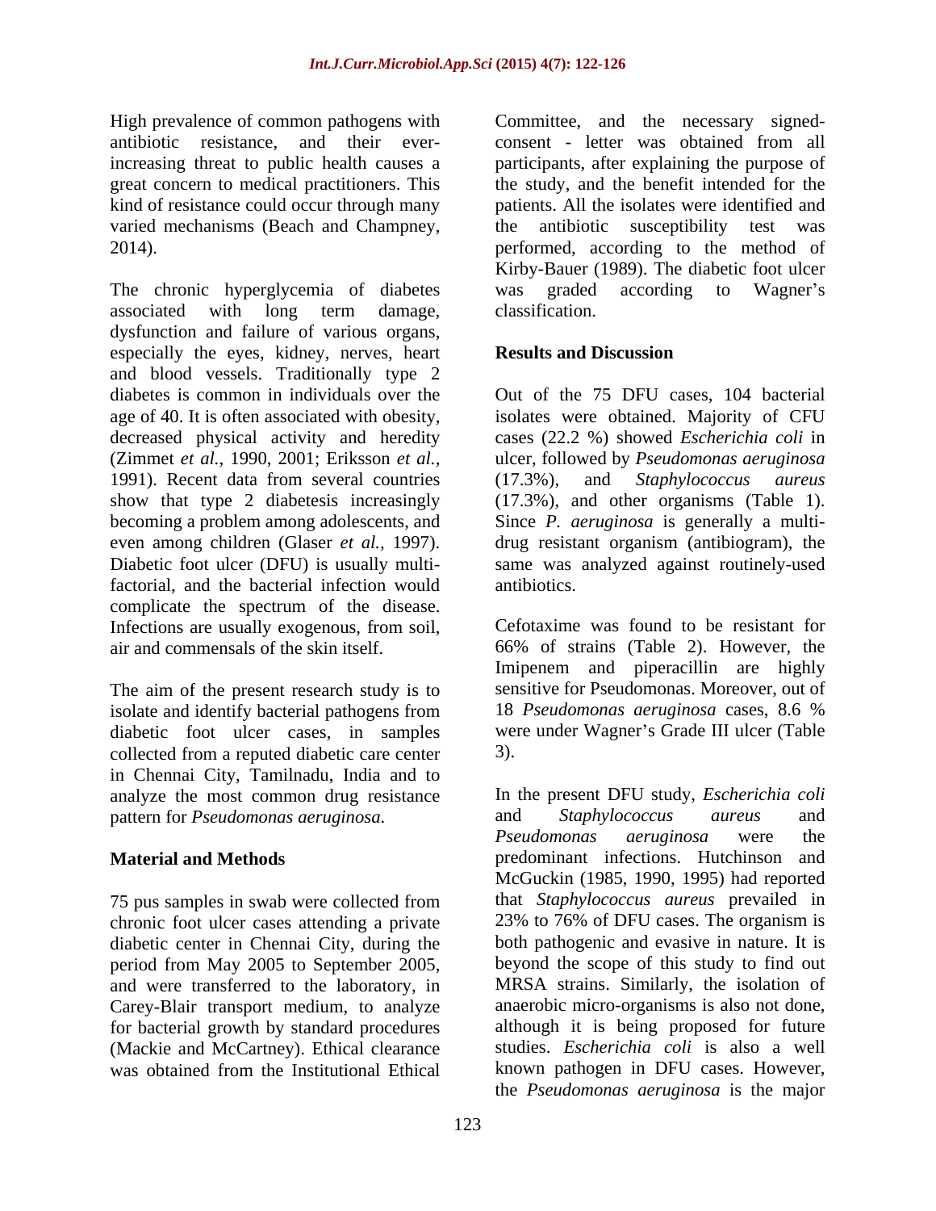High prevalence of common pathogens with antibiotic resistance, and their ever-increasing threat to public health causes a great concern to medical practitioners. This kind of resistance could occur through many varied mechanisms (Beach and Champney, 2014).

The chronic hyperglycemia of diabetes associated with long term damage, dysfunction and failure of various organs, especially the eyes, kidney, nerves, heart and blood vessels. Traditionally type 2 diabetes is common in individuals over the age of 40. It is often associated with obesity, decreased physical activity and heredity (Zimmet *et al.*, 1990, 2001; Eriksson *et al.*, 1991). Recent data from several countries show that type 2 diabetesis increasingly becoming a problem among adolescents, and even among children (Glaser *et al.*, 1997). Diabetic foot ulcer (DFU) is usually multi-factorial, and the bacterial infection would complicate the spectrum of the disease. Infections are usually exogenous, from soil, air and commensals of the skin itself.

The aim of the present research study is to isolate and identify bacterial pathogens from diabetic foot ulcer cases, in samples collected from a reputed diabetic care center in Chennai City, Tamilnadu, India and to analyze the most common drug resistance pattern for *Pseudomonas aeruginosa*.

## Material and Methods

75 pus samples in swab were collected from chronic foot ulcer cases attending a private diabetic center in Chennai City, during the period from May 2005 to September 2005, and were transferred to the laboratory, in Carey-Blair transport medium, to analyze for bacterial growth by standard procedures (Mackie and McCartney). Ethical clearance was obtained from the Institutional Ethical Committee, and the necessary signed-consent - letter was obtained from all participants, after explaining the purpose of the study, and the benefit intended for the patients. All the isolates were identified and the antibiotic susceptibility test was performed, according to the method of Kirby-Bauer (1989). The diabetic foot ulcer was graded according to Wagner's classification.

## Results and Discussion

Out of the 75 DFU cases, 104 bacterial isolates were obtained. Majority of CFU cases (22.2 %) showed *Escherichia coli* in ulcer, followed by *Pseudomonas aeruginosa* (17.3%), and *Staphylococcus aureus* (17.3%), and other organisms (Table 1). Since *P. aeruginosa* is generally a multi-drug resistant organism (antibiogram), the same was analyzed against routinely-used antibiotics.

Cefotaxime was found to be resistant for 66% of strains (Table 2). However, the Imipenem and piperacillin are highly sensitive for Pseudomonas. Moreover, out of 18 *Pseudomonas aeruginosa* cases, 8.6 % were under Wagner's Grade III ulcer (Table 3).

In the present DFU study, *Escherichia coli* and *Staphylococcus aureus* and *Pseudomonas aeruginosa* were the predominant infections. Hutchinson and McGuckin (1985, 1990, 1995) had reported that *Staphylococcus aureus* prevailed in 23% to 76% of DFU cases. The organism is both pathogenic and evasive in nature. It is beyond the scope of this study to find out MRSA strains. Similarly, the isolation of anaerobic micro-organisms is also not done, although it is being proposed for future studies. *Escherichia coli* is also a well known pathogen in DFU cases. However, the *Pseudomonas aeruginosa* is the major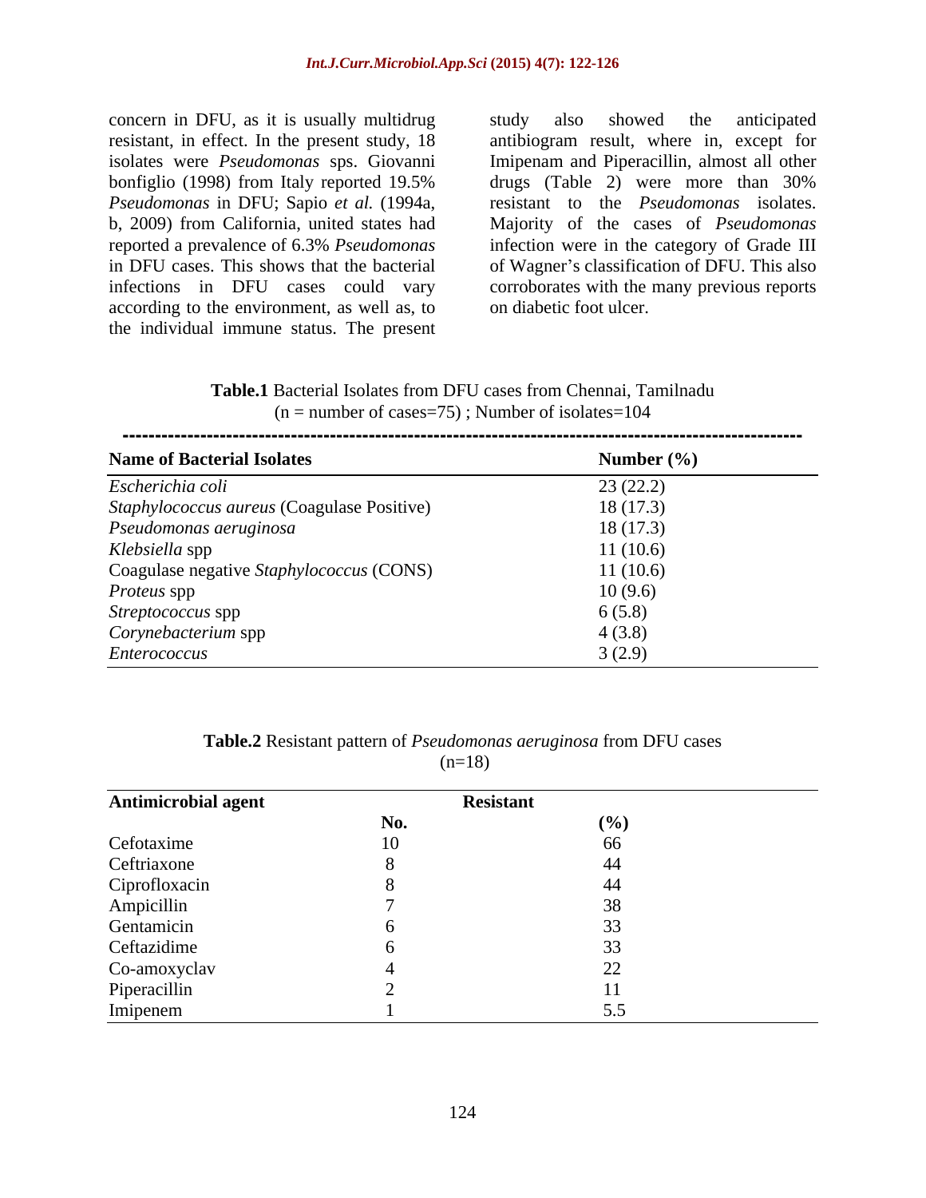concern in DFU, as it is usually multidrug resistant, in effect. In the present study, 18 isolates were *Pseudomonas* sps. Giovanni bonfiglio (1998) from Italy reported 19.5% *Pseudomonas* in DFU; Sapio *et al.* (1994a, b, 2009) from California, united states had reported a prevalence of 6.3% *Pseudomonas* in DFU cases. This shows that the bacterial infections in DFU cases could vary according to the environment, as well as, to the individual immune status. The present study also showed the anticipated antibiogram result, where in, except for Imipenam and Piperacillin, almost all other drugs (Table 2) were more than 30% resistant to the *Pseudomonas* isolates. Majority of the cases of *Pseudomonas* infection were in the category of Grade III of Wagner's classification of DFU. This also corroborates with the many previous reports on diabetic foot ulcer.

**Table.1** Bacterial Isolates from DFU cases from Chennai, Tamilnadu
(n = number of cases=75) ; Number of isolates=104

| Name of Bacterial Isolates | Number (%) |
|---|---|
| *Escherichia coli* | 23 (22.2) |
| *Staphylococcus aureus* (Coagulase Positive) | 18 (17.3) |
| *Pseudomonas aeruginosa* | 18 (17.3) |
| *Klebsiella* spp | 11 (10.6) |
| Coagulase negative *Staphylococcus* (CONS) | 11 (10.6) |
| *Proteus* spp | 10 (9.6) |
| *Streptococcus* spp | 6 (5.8) |
| *Corynebacterium* spp | 4 (3.8) |
| *Enterococcus* | 3 (2.9) |

**Table.2** Resistant pattern of *Pseudomonas aeruginosa* from DFU cases
(n=18)

| Antimicrobial agent | Resistant | |
|---|---|---|
| | No. | (%) |
| Cefotaxime | 10 | 66 |
| Ceftriaxone | 8 | 44 |
| Ciprofloxacin | 8 | 44 |
| Ampicillin | 7 | 38 |
| Gentamicin | 6 | 33 |
| Ceftazidime | 6 | 33 |
| Co-amoxyclav | 4 | 22 |
| Piperacillin | 2 | 11 |
| Imipenem | 1 | 5.5 |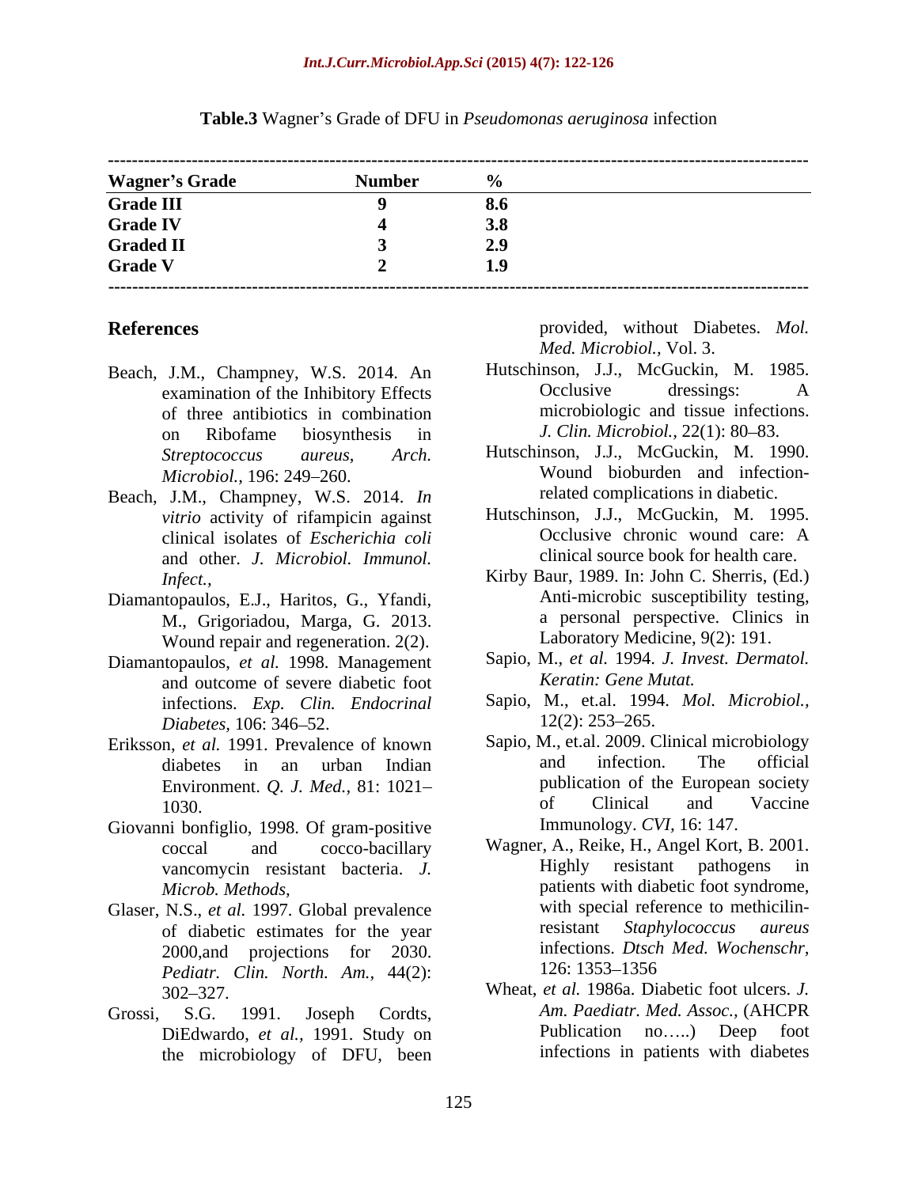**Table.3** Wagner's Grade of DFU in *Pseudomonas aeruginosa* infection

| Wagner's Grade | Number | % |
|---|---|---|
| **Grade III** | **9** | **8.6** |
| **Grade IV** | **4** | **3.8** |
| **Graded II** | **3** | **2.9** |
| **Grade V** | **2** | **1.9** |

## References

Beach, J.M., Champney, W.S. 2014. An examination of the Inhibitory Effects of three antibiotics in combination on Ribofame biosynthesis in *Streptococcus aureus*, *Arch. Microbiol.,* 196: 249–260.

Beach, J.M., Champney, W.S. 2014. *In vitrio* activity of rifampicin against clinical isolates of *Escherichia coli* and other. *J. Microbiol. Immunol. Infect.,*

Diamantopaulos, E.J., Haritos, G., Yfandi, M., Grigoriadou, Marga, G. 2013. Wound repair and regeneration. 2(2).

Diamantopaulos, *et al.* 1998. Management and outcome of severe diabetic foot infections. *Exp. Clin. Endocrinal Diabetes,* 106: 346–52.

Eriksson, *et al.* 1991. Prevalence of known diabetes in an urban Indian Environment. *Q. J. Med.,* 81: 1021–1030.

Giovanni bonfiglio, 1998. Of gram-positive coccal and cocco-bacillary vancomycin resistant bacteria. *J. Microb. Methods,*

Glaser, N.S., *et al.* 1997. Global prevalence of diabetic estimates for the year 2000,and projections for 2030. *Pediatr. Clin. North. Am.,* 44(2): 302–327.

Grossi, S.G. 1991. Joseph Cordts, DiEdwardo, *et al.,* 1991. Study on the microbiology of DFU, been provided, without Diabetes. *Mol. Med. Microbiol.,* Vol. 3.

Hutschinson, J.J., McGuckin, M. 1985. Occlusive dressings: A microbiologic and tissue infections. *J. Clin. Microbiol.,* 22(1): 80–83.

Hutschinson, J.J., McGuckin, M. 1990. Wound bioburden and infection-related complications in diabetic.

Hutschinson, J.J., McGuckin, M. 1995. Occlusive chronic wound care: A clinical source book for health care.

Kirby Baur, 1989. In: John C. Sherris, (Ed.) Anti-microbic susceptibility testing, a personal perspective. Clinics in Laboratory Medicine, 9(2): 191.

Sapio, M., *et al.* 1994. *J. Invest. Dermatol. Keratin: Gene Mutat.*

Sapio, M., et.al. 1994. *Mol. Microbiol.,* 12(2): 253–265.

Sapio, M., et.al. 2009. Clinical microbiology and infection. The official publication of the European society of Clinical and Vaccine Immunology. *CVI,* 16: 147.

Wagner, A., Reike, H., Angel Kort, B. 2001. Highly resistant pathogens in patients with diabetic foot syndrome, with special reference to methicilin-resistant *Staphylococcus aureus* infections. *Dtsch Med. Wochenschr,* 126: 1353–1356

Wheat, *et al.* 1986a. Diabetic foot ulcers. *J. Am. Paediatr. Med. Assoc.,* (AHCPR Publication no…..) Deep foot infections in patients with diabetes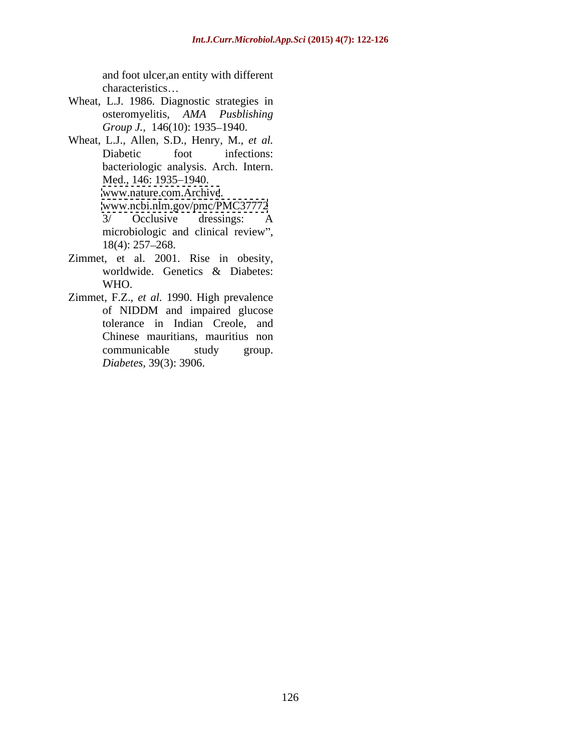and foot ulcer,an entity with different characteristics…

Wheat, L.J. 1986. Diagnostic strategies in osteromyelitis, *AMA Pusblishing Group J.,* 146(10): 1935–1940.

Wheat, L.J., Allen, S.D., Henry, M., *et al.* Diabetic foot infections: bacteriologic analysis. Arch. Intern. Med., 146: 1935–1940. www.nature.com.Archive. www.ncbi.nlm.gov/pmc/PMC37772 3/ Occlusive dressings: A microbiologic and clinical review", 18(4): 257–268.

Zimmet, et al. 2001. Rise in obesity, worldwide. Genetics & Diabetes: WHO.

Zimmet, F.Z., *et al.* 1990. High prevalence of NIDDM and impaired glucose tolerance in Indian Creole, and Chinese mauritians, mauritius non communicable study group. *Diabetes,* 39(3): 3906.